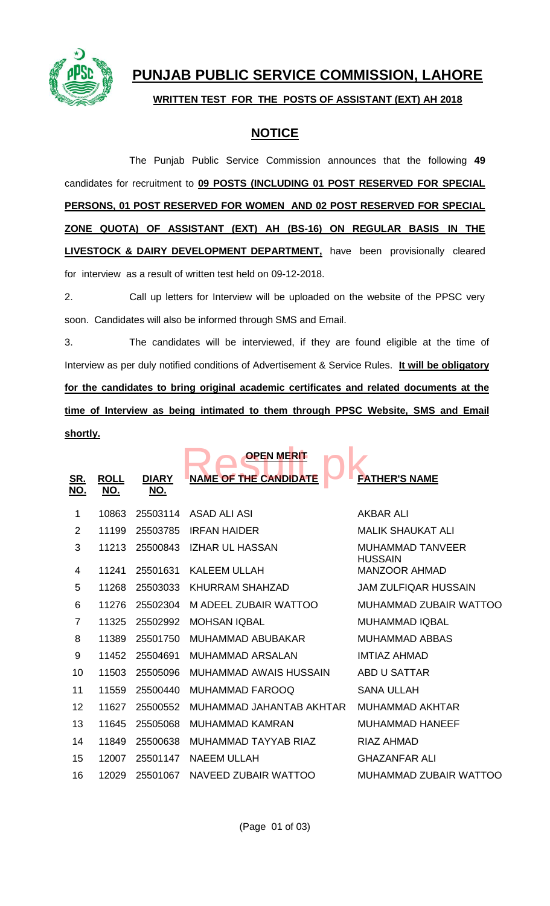# PUNJAB PUBLIC SERVICE COMMISSION, LAHORE

**WRITTEN TEST FOR THE POSTS OF ASSISTANT (EXT) AH 2018**

## NOTICE

The Punjab Public Service Commission announces that the following **49** candidates for recruitment to **09 POSTS (INCLUDING 01 POST RESERVED FOR SPECIAL PERSONS, 01 POST RESERVED FOR WOMEN AND 02 POST RESERVED FOR SPECIAL ZONE QUOTA) OF ASSISTANT (EXT) AH (BS-16) ON REGULAR BASIS IN THE LIVESTOCK & DAIRY DEVELOPMENT DEPARTMENT,** have been provisionally cleared for interview as a result of written test held on 09-12-2018.

2. Call up letters for Interview will be uploaded on the website of the PPSC very soon. Candidates will also be informed through SMS and Email.

3. The candidates will be interviewed, if they are found eligible at the time of Interview as per duly notified conditions of Advertisement & Service Rules. **It will be obligatory for the candidates to bring original academic certificates and related documents at the time of Interview as being intimated to them through PPSC Website, SMS and Email shortly.**

**OPEN MERIT**

| SR. NO. | ROLL NO. | DIARY NO. | NAME OF THE CANDIDATE | FATHER'S NAME |
|---|---|---|---|---|
| 1 | 10863 | 25503114 | ASAD ALI ASI | AKBAR ALI |
| 2 | 11199 | 25503785 | IRFAN HAIDER | MALIK SHAUKAT ALI |
| 3 | 11213 | 25500843 | IZHAR UL HASSAN | MUHAMMAD TANVEER HUSSAIN |
| 4 | 11241 | 25501631 | KALEEM ULLAH | MANZOOR AHMAD |
| 5 | 11268 | 25503033 | KHURRAM SHAHZAD | JAM ZULFIQAR HUSSAIN |
| 6 | 11276 | 25502304 | M ADEEL ZUBAIR WATTOO | MUHAMMAD ZUBAIR WATTOO |
| 7 | 11325 | 25502992 | MOHSAN IQBAL | MUHAMMAD IQBAL |
| 8 | 11389 | 25501750 | MUHAMMAD ABUBAKAR | MUHAMMAD ABBAS |
| 9 | 11452 | 25504691 | MUHAMMAD ARSALAN | IMTIAZ AHMAD |
| 10 | 11503 | 25505096 | MUHAMMAD AWAIS HUSSAIN | ABD U SATTAR |
| 11 | 11559 | 25500440 | MUHAMMAD FAROOQ | SANA ULLAH |
| 12 | 11627 | 25500552 | MUHAMMAD JAHANTAB AKHTAR | MUHAMMAD AKHTAR |
| 13 | 11645 | 25505068 | MUHAMMAD KAMRAN | MUHAMMAD HANEEF |
| 14 | 11849 | 25500638 | MUHAMMAD TAYYAB RIAZ | RIAZ AHMAD |
| 15 | 12007 | 25501147 | NAEEM ULLAH | GHAZANFAR ALI |
| 16 | 12029 | 25501067 | NAVEED ZUBAIR WATTOO | MUHAMMAD ZUBAIR WATTOO |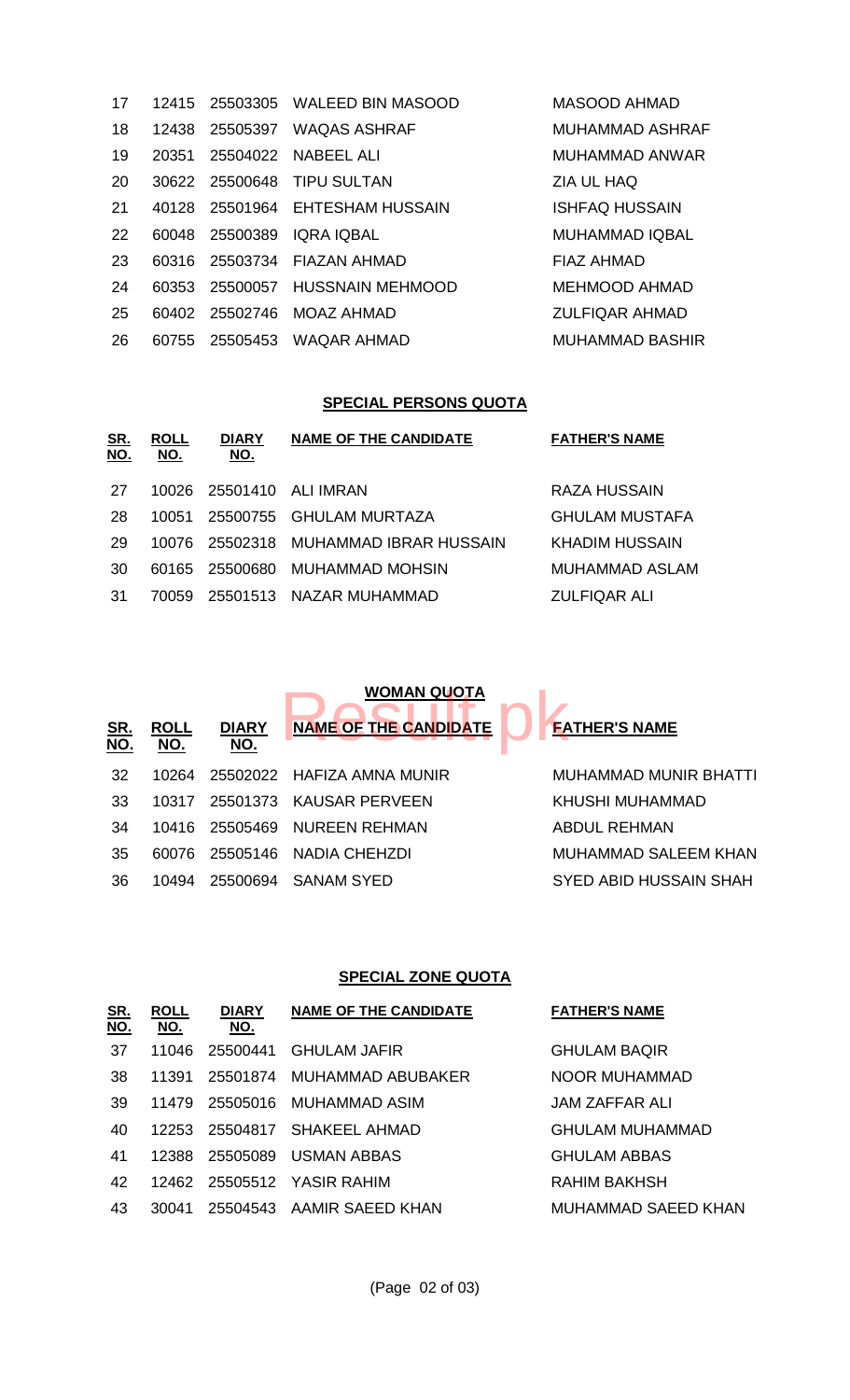| SR. NO. | ROLL NO. | DIARY NO. | NAME OF THE CANDIDATE | FATHER'S NAME |
|---|---|---|---|---|
| 17 | 12415 | 25503305 | WALEED BIN MASOOD | MASOOD AHMAD |
| 18 | 12438 | 25505397 | WAQAS ASHRAF | MUHAMMAD ASHRAF |
| 19 | 20351 | 25504022 | NABEEL ALI | MUHAMMAD ANWAR |
| 20 | 30622 | 25500648 | TIPU SULTAN | ZIA UL HAQ |
| 21 | 40128 | 25501964 | EHTESHAM HUSSAIN | ISHFAQ HUSSAIN |
| 22 | 60048 | 25500389 | IQRA IQBAL | MUHAMMAD IQBAL |
| 23 | 60316 | 25503734 | FIAZAN AHMAD | FIAZ AHMAD |
| 24 | 60353 | 25500057 | HUSSNAIN MEHMOOD | MEHMOOD AHMAD |
| 25 | 60402 | 25502746 | MOAZ AHMAD | ZULFIQAR AHMAD |
| 26 | 60755 | 25505453 | WAQAR AHMAD | MUHAMMAD BASHIR |

## SPECIAL PERSONS QUOTA

| SR. NO. | ROLL NO. | DIARY NO. | NAME OF THE CANDIDATE | FATHER'S NAME |
|---|---|---|---|---|
| 27 | 10026 | 25501410 | ALI IMRAN | RAZA HUSSAIN |
| 28 | 10051 | 25500755 | GHULAM MURTAZA | GHULAM MUSTAFA |
| 29 | 10076 | 25502318 | MUHAMMAD IBRAR HUSSAIN | KHADIM HUSSAIN |
| 30 | 60165 | 25500680 | MUHAMMAD MOHSIN | MUHAMMAD ASLAM |
| 31 | 70059 | 25501513 | NAZAR MUHAMMAD | ZULFIQAR ALI |

## WOMAN QUOTA

| SR. NO. | ROLL NO. | DIARY NO. | NAME OF THE CANDIDATE | FATHER'S NAME |
|---|---|---|---|---|
| 32 | 10264 | 25502022 | HAFIZA AMNA MUNIR | MUHAMMAD MUNIR BHATTI |
| 33 | 10317 | 25501373 | KAUSAR PERVEEN | KHUSHI MUHAMMAD |
| 34 | 10416 | 25505469 | NUREEN REHMAN | ABDUL REHMAN |
| 35 | 60076 | 25505146 | NADIA CHEHZDI | MUHAMMAD SALEEM KHAN |
| 36 | 10494 | 25500694 | SANAM SYED | SYED ABID HUSSAIN SHAH |

## SPECIAL ZONE QUOTA

| SR. NO. | ROLL NO. | DIARY NO. | NAME OF THE CANDIDATE | FATHER'S NAME |
|---|---|---|---|---|
| 37 | 11046 | 25500441 | GHULAM JAFIR | GHULAM BAQIR |
| 38 | 11391 | 25501874 | MUHAMMAD ABUBAKER | NOOR MUHAMMAD |
| 39 | 11479 | 25505016 | MUHAMMAD ASIM | JAM ZAFFAR ALI |
| 40 | 12253 | 25504817 | SHAKEEL AHMAD | GHULAM MUHAMMAD |
| 41 | 12388 | 25505089 | USMAN ABBAS | GHULAM ABBAS |
| 42 | 12462 | 25505512 | YASIR RAHIM | RAHIM BAKHSH |
| 43 | 30041 | 25504543 | AAMIR SAEED KHAN | MUHAMMAD SAEED KHAN |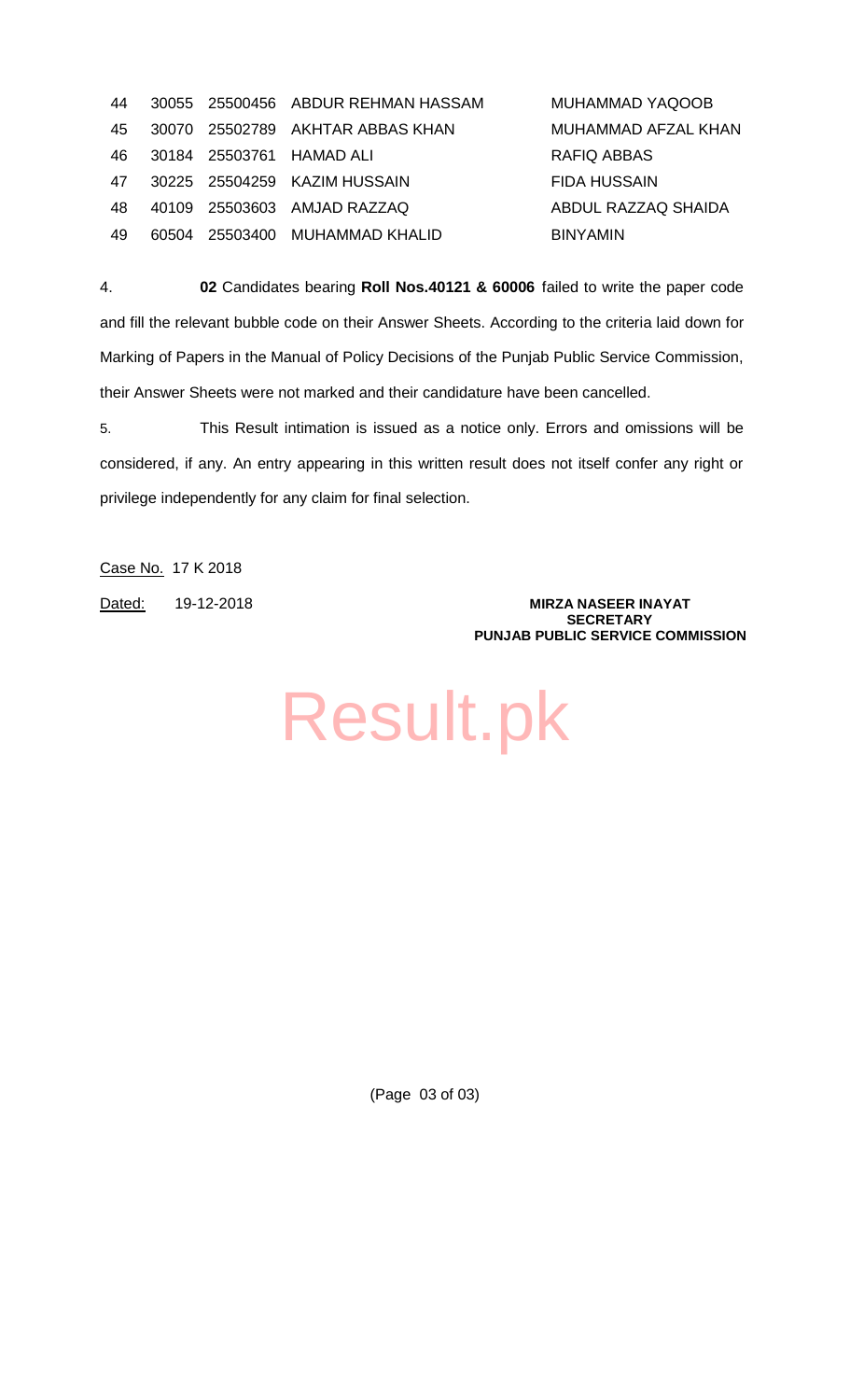| | | | | |
|---|---|---|---|---|
| 44 | 30055 | 25500456 | ABDUR REHMAN HASSAM | MUHAMMAD YAQOOB |
| 45 | 30070 | 25502789 | AKHTAR ABBAS KHAN | MUHAMMAD AFZAL KHAN |
| 46 | 30184 | 25503761 | HAMAD ALI | RAFIQ ABBAS |
| 47 | 30225 | 25504259 | KAZIM HUSSAIN | FIDA HUSSAIN |
| 48 | 40109 | 25503603 | AMJAD RAZZAQ | ABDUL RAZZAQ SHAIDA |
| 49 | 60504 | 25503400 | MUHAMMAD KHALID | BINYAMIN |

4. **02** Candidates bearing **Roll Nos.40121 & 60006** failed to write the paper code and fill the relevant bubble code on their Answer Sheets. According to the criteria laid down for Marking of Papers in the Manual of Policy Decisions of the Punjab Public Service Commission, their Answer Sheets were not marked and their candidature have been cancelled.

5. This Result intimation is issued as a notice only. Errors and omissions will be considered, if any. An entry appearing in this written result does not itself confer any right or privilege independently for any claim for final selection.

Case No. 17 K 2018

Dated: 19-12-2018

**MIRZA NASEER INAYAT**
**SECRETARY**
**PUNJAB PUBLIC SERVICE COMMISSION**

Result.pk